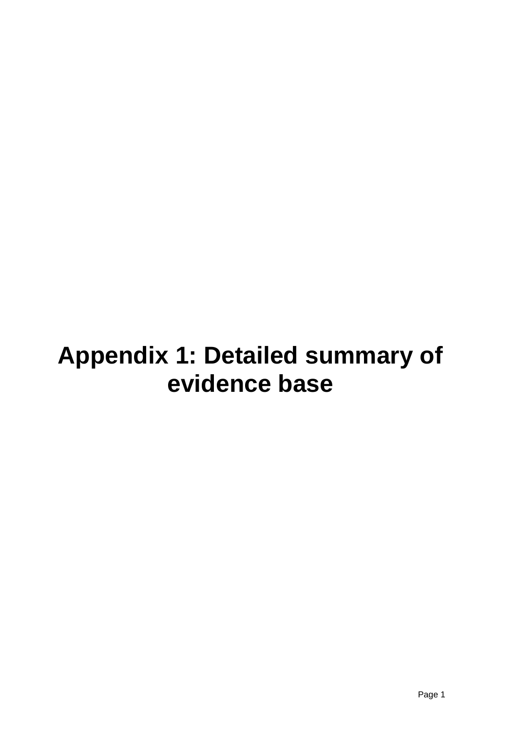# Appendix 1: Detailed summary of evidence base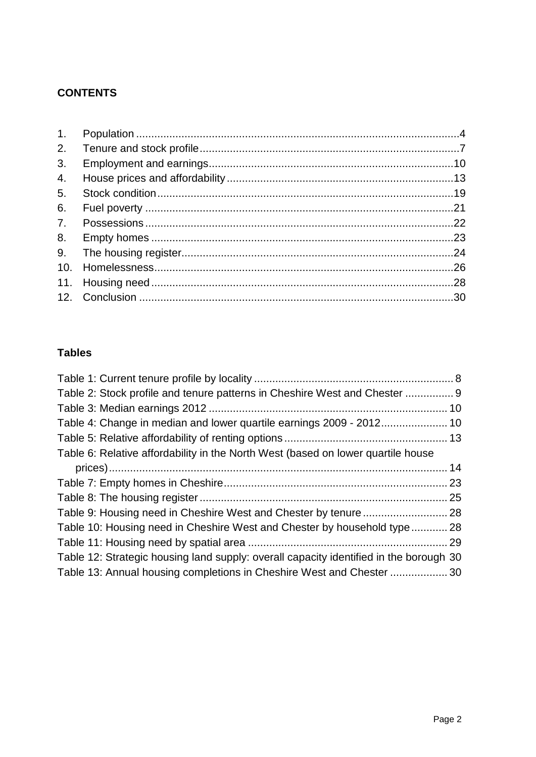## CONTENTS

1. Population ....................................................................................................4
2. Tenure and stock profile ....................................................................................7
3. Employment and earnings ................................................................................10
4. House prices and affordability ...........................................................................13
5. Stock condition ..............................................................................................19
6. Fuel poverty ..................................................................................................21
7. Possessions ...................................................................................................22
8. Empty homes .................................................................................................23
9. The housing register ........................................................................................24
10. Homelessness ................................................................................................26
11. Housing need .................................................................................................28
12. Conclusion ....................................................................................................30

## Tables

Table 1: Current tenure profile by locality ................................................................ 8
Table 2: Stock profile and tenure patterns in Cheshire West and Chester ................ 9
Table 3: Median earnings 2012 ................................................................................ 10
Table 4: Change in median and lower quartile earnings 2009 - 2012 ...................... 10
Table 5: Relative affordability of renting options ...................................................... 13
Table 6: Relative affordability in the North West (based on lower quartile house prices) ........................................................................................................................ 14
Table 7: Empty homes in Cheshire .......................................................................... 23
Table 8: The housing register .................................................................................. 25
Table 9: Housing need in Cheshire West and Chester by tenure ............................ 28
Table 10: Housing need in Cheshire West and Chester by household type ............ 28
Table 11: Housing need by spatial area .................................................................. 29
Table 12: Strategic housing land supply: overall capacity identified in the borough 30
Table 13: Annual housing completions in Cheshire West and Chester ................... 30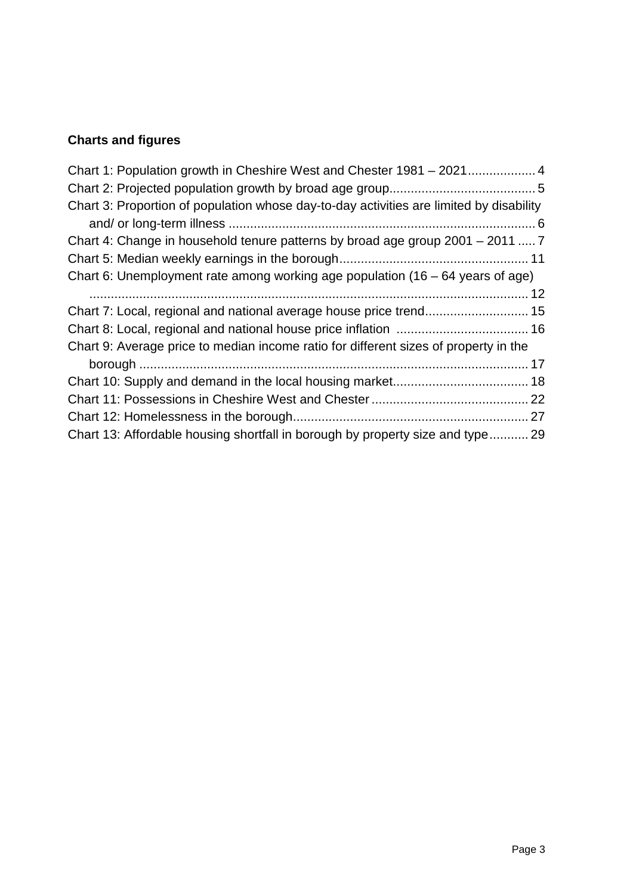## Charts and figures

Chart 1: Population growth in Cheshire West and Chester 1981 – 2021 .................. 4
Chart 2: Projected population growth by broad age group ........................................ 5
Chart 3: Proportion of population whose day-to-day activities are limited by disability and/ or long-term illness ..................................................................................... 6
Chart 4: Change in household tenure patterns by broad age group 2001 – 2011 ..... 7
Chart 5: Median weekly earnings in the borough .................................................... 11
Chart 6: Unemployment rate among working age population (16 – 64 years of age) .......................................................................................................................... 12
Chart 7: Local, regional and national average house price trend ............................ 15
Chart 8: Local, regional and national house price inflation ..................................... 16
Chart 9: Average price to median income ratio for different sizes of property in the borough ............................................................................................................ 17
Chart 10: Supply and demand in the local housing market ...................................... 18
Chart 11: Possessions in Cheshire West and Chester ............................................ 22
Chart 12: Homelessness in the borough .................................................................. 27
Chart 13: Affordable housing shortfall in borough by property size and type ........... 29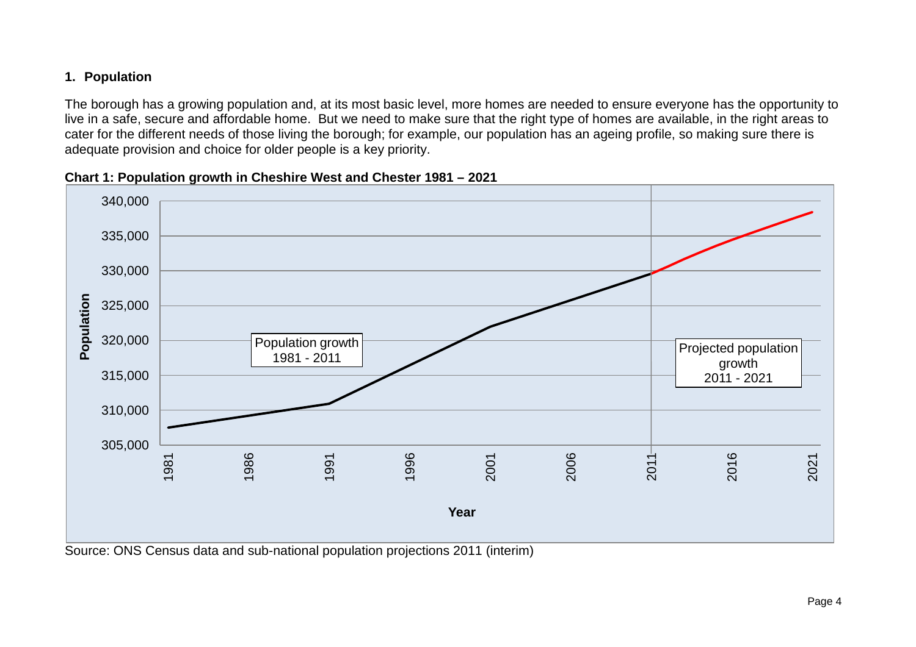## 1. Population

The borough has a growing population and, at its most basic level, more homes are needed to ensure everyone has the opportunity to live in a safe, secure and affordable home. But we need to make sure that the right type of homes are available, in the right areas to cater for the different needs of those living the borough; for example, our population has an ageing profile, so making sure there is adequate provision and choice for older people is a key priority.

**Chart 1: Population growth in Cheshire West and Chester 1981 – 2021**

Source: ONS Census data and sub-national population projections 2011 (interim)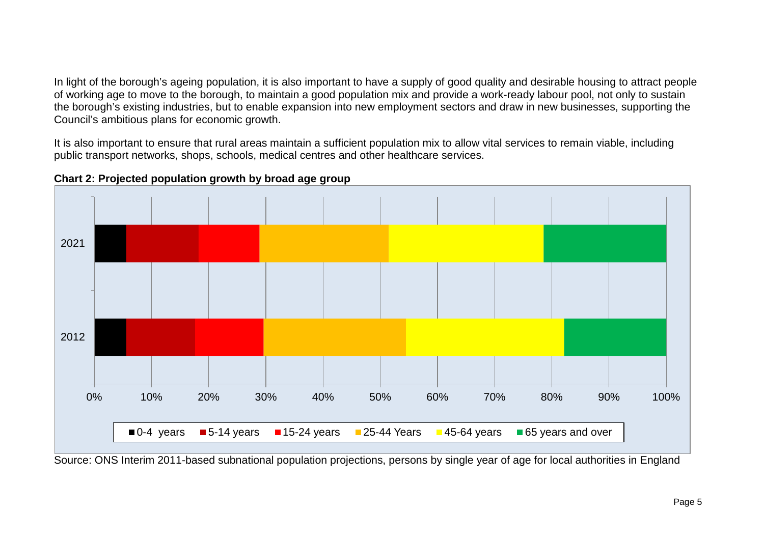In light of the borough's ageing population, it is also important to have a supply of good quality and desirable housing to attract people of working age to move to the borough, to maintain a good population mix and provide a work-ready labour pool, not only to sustain the borough's existing industries, but to enable expansion into new employment sectors and draw in new businesses, supporting the Council's ambitious plans for economic growth.

It is also important to ensure that rural areas maintain a sufficient population mix to allow vital services to remain viable, including public transport networks, shops, schools, medical centres and other healthcare services.

**Chart 2: Projected population growth by broad age group**

Source: ONS Interim 2011-based subnational population projections, persons by single year of age for local authorities in England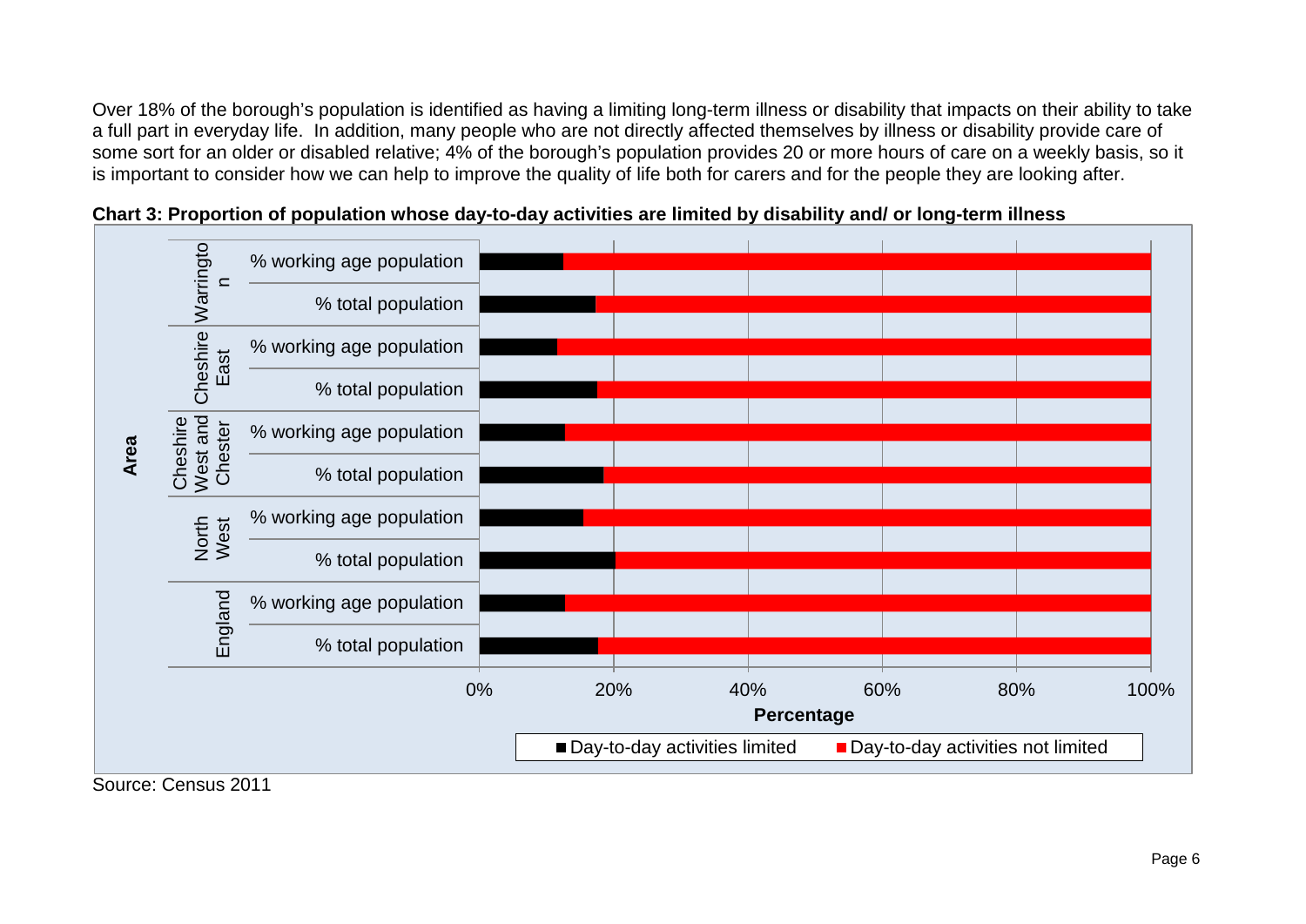Over 18% of the borough's population is identified as having a limiting long-term illness or disability that impacts on their ability to take a full part in everyday life. In addition, many people who are not directly affected themselves by illness or disability provide care of some sort for an older or disabled relative; 4% of the borough's population provides 20 or more hours of care on a weekly basis, so it is important to consider how we can help to improve the quality of life both for carers and for the people they are looking after.

**Chart 3: Proportion of population whose day-to-day activities are limited by disability and/ or long-term illness**

Source: Census 2011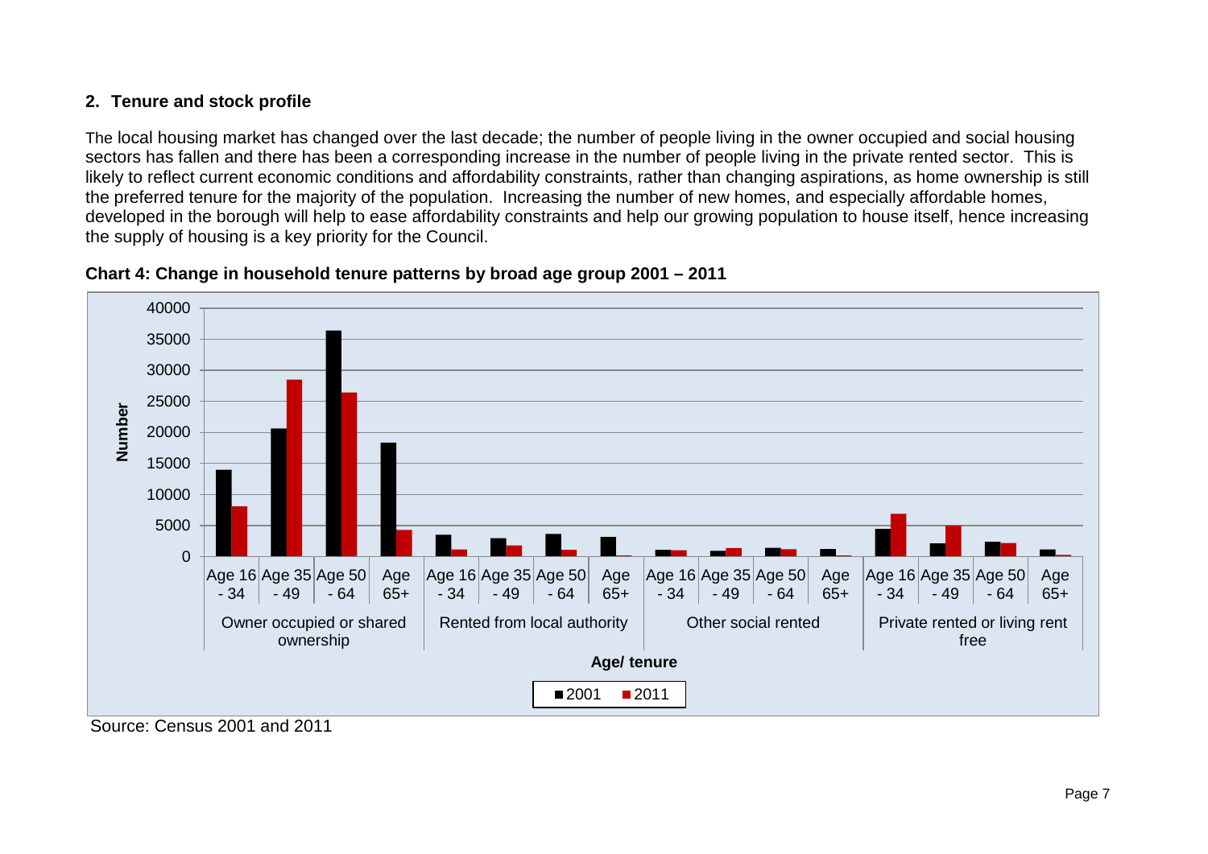## 2. Tenure and stock profile

The local housing market has changed over the last decade; the number of people living in the owner occupied and social housing sectors has fallen and there has been a corresponding increase in the number of people living in the private rented sector. This is likely to reflect current economic conditions and affordability constraints, rather than changing aspirations, as home ownership is still the preferred tenure for the majority of the population. Increasing the number of new homes, and especially affordable homes, developed in the borough will help to ease affordability constraints and help our growing population to house itself, hence increasing the supply of housing is a key priority for the Council.

**Chart 4: Change in household tenure patterns by broad age group 2001 – 2011**

Source: Census 2001 and 2011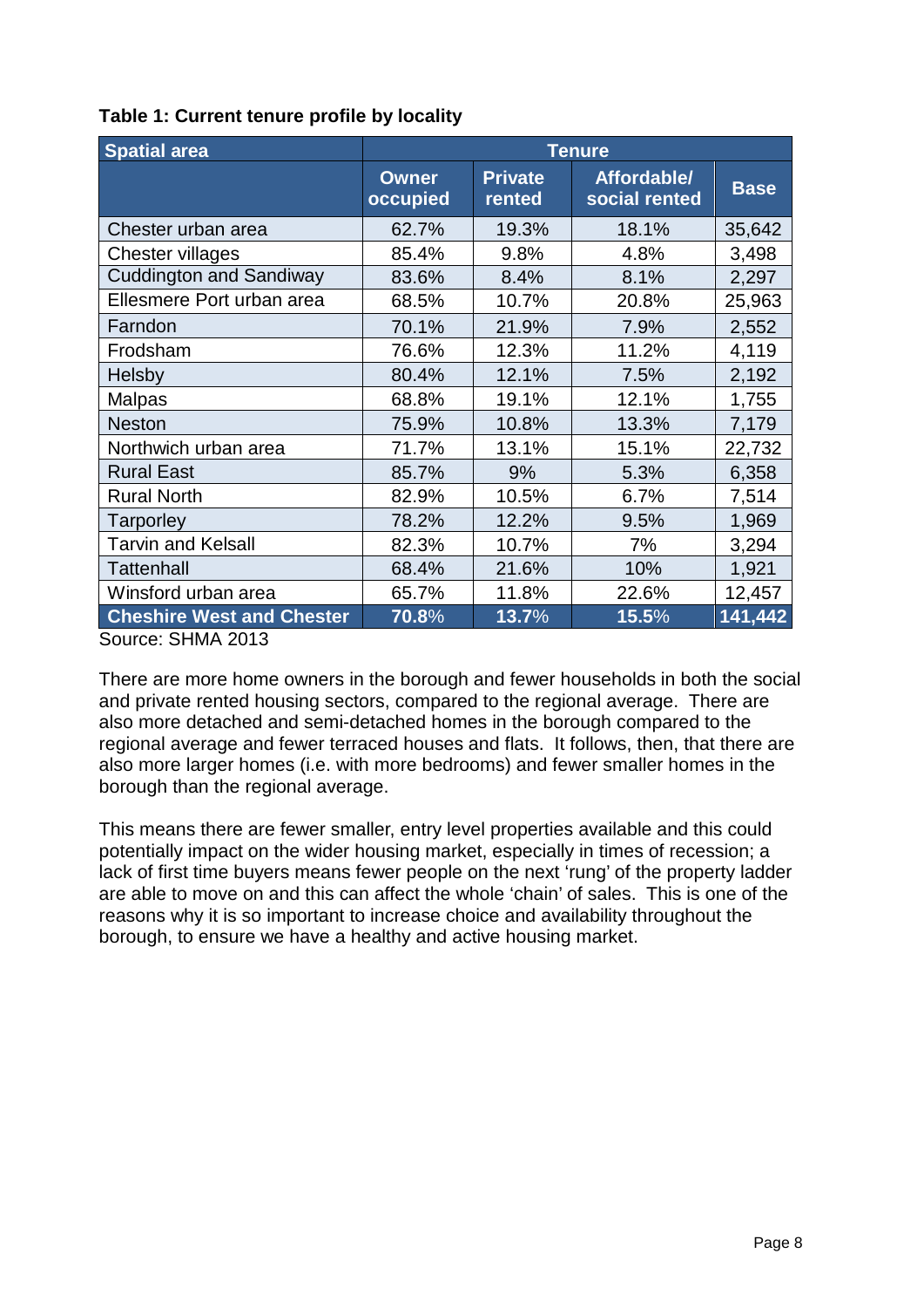**Table 1: Current tenure profile by locality**

| Spatial area | Tenure | | | |
|---|---|---|---|---|
| | Owner occupied | Private rented | Affordable/ social rented | Base |
| Chester urban area | 62.7% | 19.3% | 18.1% | 35,642 |
| Chester villages | 85.4% | 9.8% | 4.8% | 3,498 |
| Cuddington and Sandiway | 83.6% | 8.4% | 8.1% | 2,297 |
| Ellesmere Port urban area | 68.5% | 10.7% | 20.8% | 25,963 |
| Farndon | 70.1% | 21.9% | 7.9% | 2,552 |
| Frodsham | 76.6% | 12.3% | 11.2% | 4,119 |
| Helsby | 80.4% | 12.1% | 7.5% | 2,192 |
| Malpas | 68.8% | 19.1% | 12.1% | 1,755 |
| Neston | 75.9% | 10.8% | 13.3% | 7,179 |
| Northwich urban area | 71.7% | 13.1% | 15.1% | 22,732 |
| Rural East | 85.7% | 9% | 5.3% | 6,358 |
| Rural North | 82.9% | 10.5% | 6.7% | 7,514 |
| Tarporley | 78.2% | 12.2% | 9.5% | 1,969 |
| Tarvin and Kelsall | 82.3% | 10.7% | 7% | 3,294 |
| Tattenhall | 68.4% | 21.6% | 10% | 1,921 |
| Winsford urban area | 65.7% | 11.8% | 22.6% | 12,457 |
| **Cheshire West and Chester** | **70.8%** | **13.7%** | **15.5%** | **141,442** |

Source: SHMA 2013

There are more home owners in the borough and fewer households in both the social and private rented housing sectors, compared to the regional average. There are also more detached and semi-detached homes in the borough compared to the regional average and fewer terraced houses and flats. It follows, then, that there are also more larger homes (i.e. with more bedrooms) and fewer smaller homes in the borough than the regional average.

This means there are fewer smaller, entry level properties available and this could potentially impact on the wider housing market, especially in times of recession; a lack of first time buyers means fewer people on the next 'rung' of the property ladder are able to move on and this can affect the whole 'chain' of sales. This is one of the reasons why it is so important to increase choice and availability throughout the borough, to ensure we have a healthy and active housing market.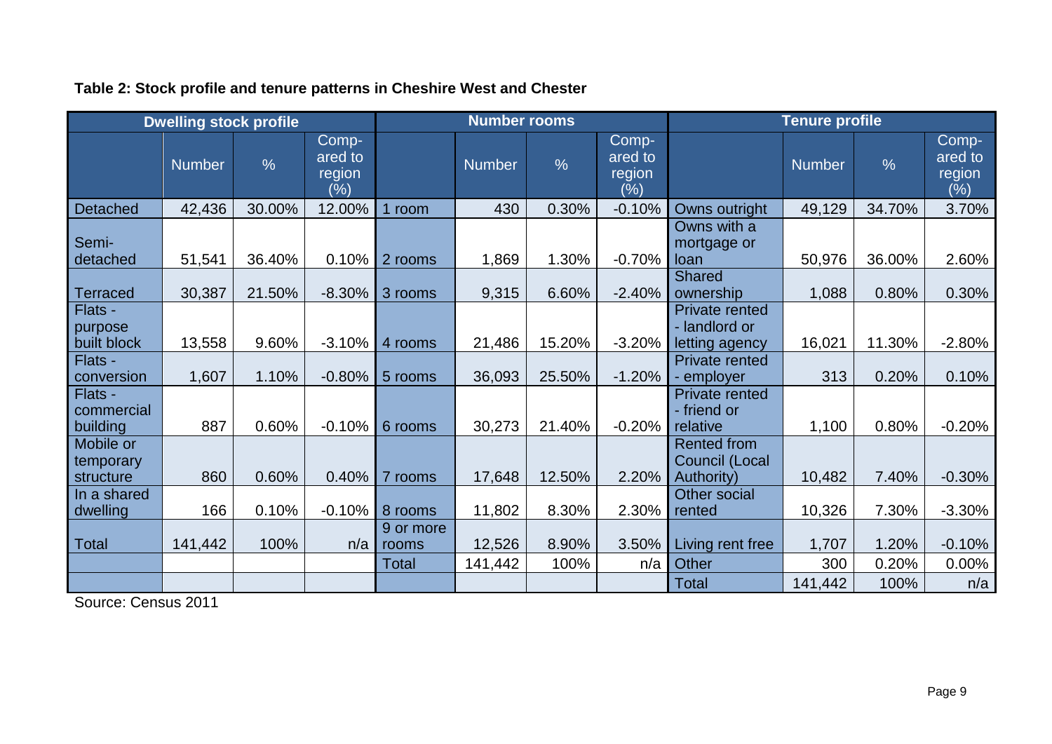**Table 2: Stock profile and tenure patterns in Cheshire West and Chester**

| Dwelling stock profile | | | | Number rooms | | | | Tenure profile | | | |
|---|---|---|---|---|---|---|---|---|---|---|---|
| | Number | % | Comp-ared to region (%) | | Number | % | Comp-ared to region (%) | | Number | % | Comp-ared to region (%) |
| Detached | 42,436 | 30.00% | 12.00% | 1 room | 430 | 0.30% | -0.10% | Owns outright | 49,129 | 34.70% | 3.70% |
| Semi-detached | 51,541 | 36.40% | 0.10% | 2 rooms | 1,869 | 1.30% | -0.70% | Owns with a mortgage or loan | 50,976 | 36.00% | 2.60% |
| Terraced | 30,387 | 21.50% | -8.30% | 3 rooms | 9,315 | 6.60% | -2.40% | Shared ownership | 1,088 | 0.80% | 0.30% |
| Flats - purpose built block | 13,558 | 9.60% | -3.10% | 4 rooms | 21,486 | 15.20% | -3.20% | Private rented - landlord or letting agency | 16,021 | 11.30% | -2.80% |
| Flats - conversion | 1,607 | 1.10% | -0.80% | 5 rooms | 36,093 | 25.50% | -1.20% | Private rented - employer | 313 | 0.20% | 0.10% |
| Flats - commercial building | 887 | 0.60% | -0.10% | 6 rooms | 30,273 | 21.40% | -0.20% | Private rented - friend or relative | 1,100 | 0.80% | -0.20% |
| Mobile or temporary structure | 860 | 0.60% | 0.40% | 7 rooms | 17,648 | 12.50% | 2.20% | Rented from Council (Local Authority) | 10,482 | 7.40% | -0.30% |
| In a shared dwelling | 166 | 0.10% | -0.10% | 8 rooms | 11,802 | 8.30% | 2.30% | Other social rented | 10,326 | 7.30% | -3.30% |
| Total | 141,442 | 100% | n/a | 9 or more rooms | 12,526 | 8.90% | 3.50% | Living rent free | 1,707 | 1.20% | -0.10% |
| | | | | Total | 141,442 | 100% | n/a | Other | 300 | 0.20% | 0.00% |
| | | | | | | | | Total | 141,442 | 100% | n/a |

Source: Census 2011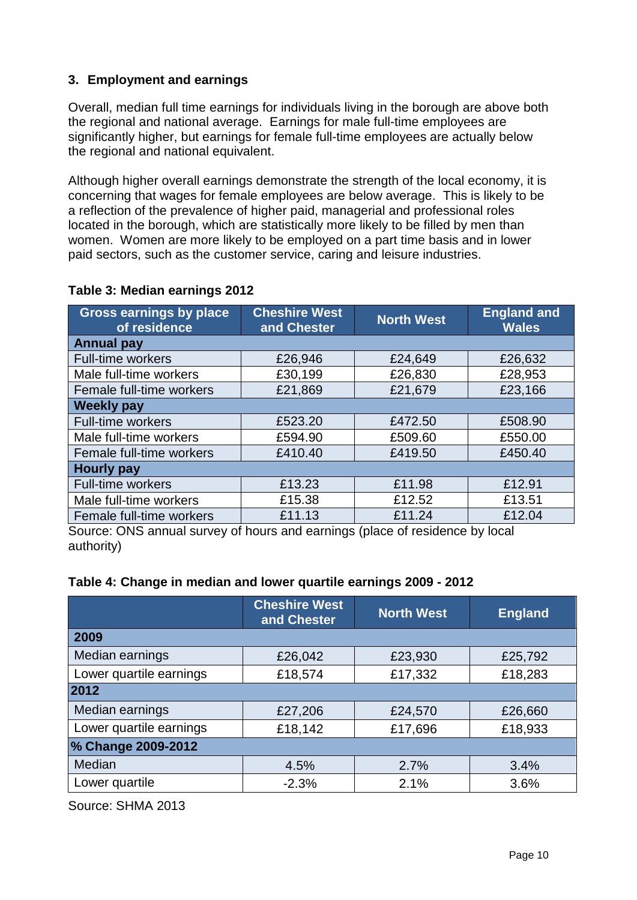## 3. Employment and earnings

Overall, median full time earnings for individuals living in the borough are above both the regional and national average. Earnings for male full-time employees are significantly higher, but earnings for female full-time employees are actually below the regional and national equivalent.

Although higher overall earnings demonstrate the strength of the local economy, it is concerning that wages for female employees are below average. This is likely to be a reflection of the prevalence of higher paid, managerial and professional roles located in the borough, which are statistically more likely to be filled by men than women. Women are more likely to be employed on a part time basis and in lower paid sectors, such as the customer service, caring and leisure industries.

**Table 3: Median earnings 2012**

| Gross earnings by place of residence | Cheshire West and Chester | North West | England and Wales |
|---|---|---|---|
| **Annual pay** | | | |
| Full-time workers | £26,946 | £24,649 | £26,632 |
| Male full-time workers | £30,199 | £26,830 | £28,953 |
| Female full-time workers | £21,869 | £21,679 | £23,166 |
| **Weekly pay** | | | |
| Full-time workers | £523.20 | £472.50 | £508.90 |
| Male full-time workers | £594.90 | £509.60 | £550.00 |
| Female full-time workers | £410.40 | £419.50 | £450.40 |
| **Hourly pay** | | | |
| Full-time workers | £13.23 | £11.98 | £12.91 |
| Male full-time workers | £15.38 | £12.52 | £13.51 |
| Female full-time workers | £11.13 | £11.24 | £12.04 |

Source: ONS annual survey of hours and earnings (place of residence by local authority)

**Table 4: Change in median and lower quartile earnings 2009 - 2012**

| | Cheshire West and Chester | North West | England |
|---|---|---|---|
| **2009** | | | |
| Median earnings | £26,042 | £23,930 | £25,792 |
| Lower quartile earnings | £18,574 | £17,332 | £18,283 |
| **2012** | | | |
| Median earnings | £27,206 | £24,570 | £26,660 |
| Lower quartile earnings | £18,142 | £17,696 | £18,933 |
| **% Change 2009-2012** | | | |
| Median | 4.5% | 2.7% | 3.4% |
| Lower quartile | -2.3% | 2.1% | 3.6% |

Source: SHMA 2013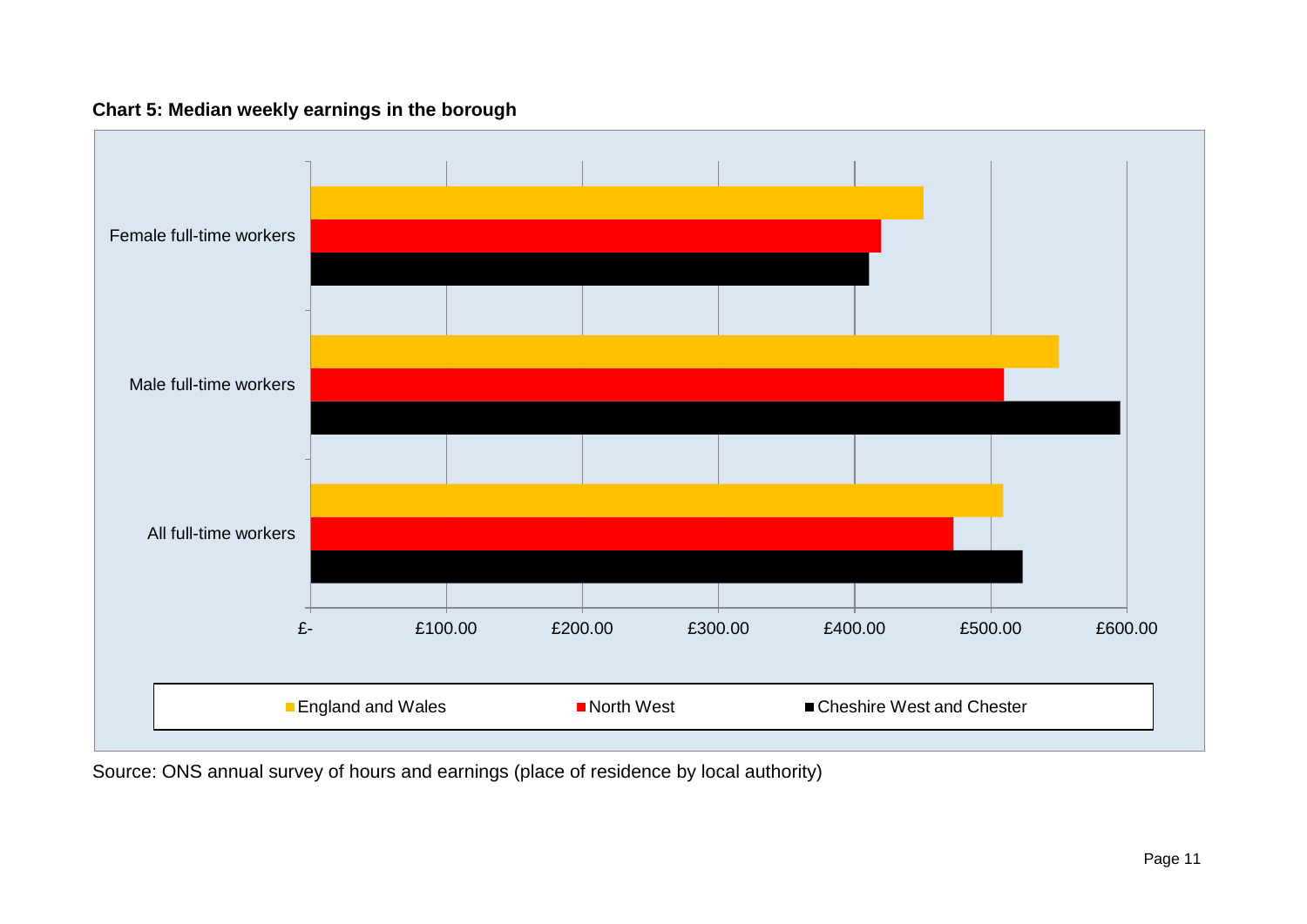**Chart 5: Median weekly earnings in the borough**

Source: ONS annual survey of hours and earnings (place of residence by local authority)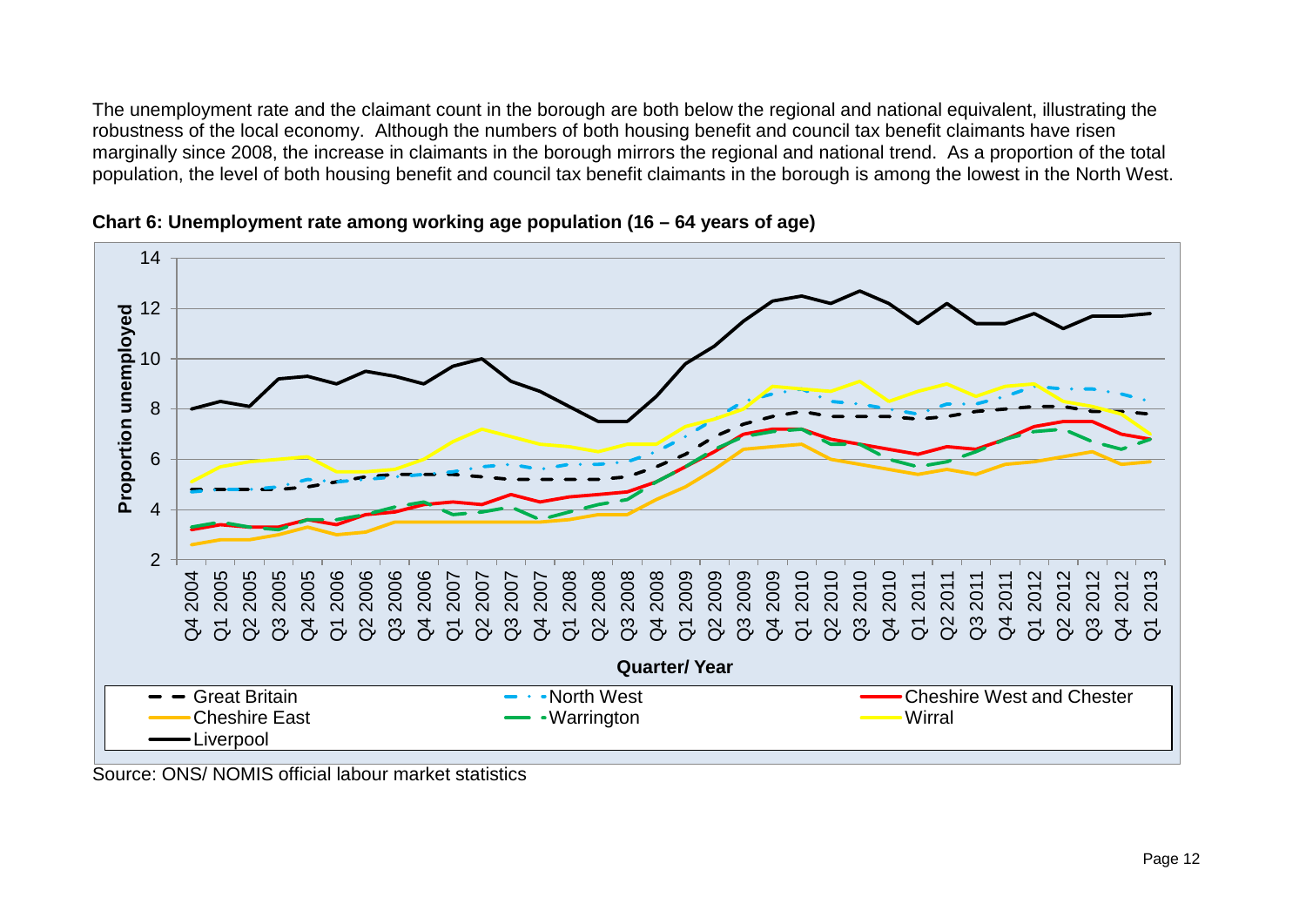The unemployment rate and the claimant count in the borough are both below the regional and national equivalent, illustrating the robustness of the local economy. Although the numbers of both housing benefit and council tax benefit claimants have risen marginally since 2008, the increase in claimants in the borough mirrors the regional and national trend. As a proportion of the total population, the level of both housing benefit and council tax benefit claimants in the borough is among the lowest in the North West.

**Chart 6: Unemployment rate among working age population (16 – 64 years of age)**

Source: ONS/ NOMIS official labour market statistics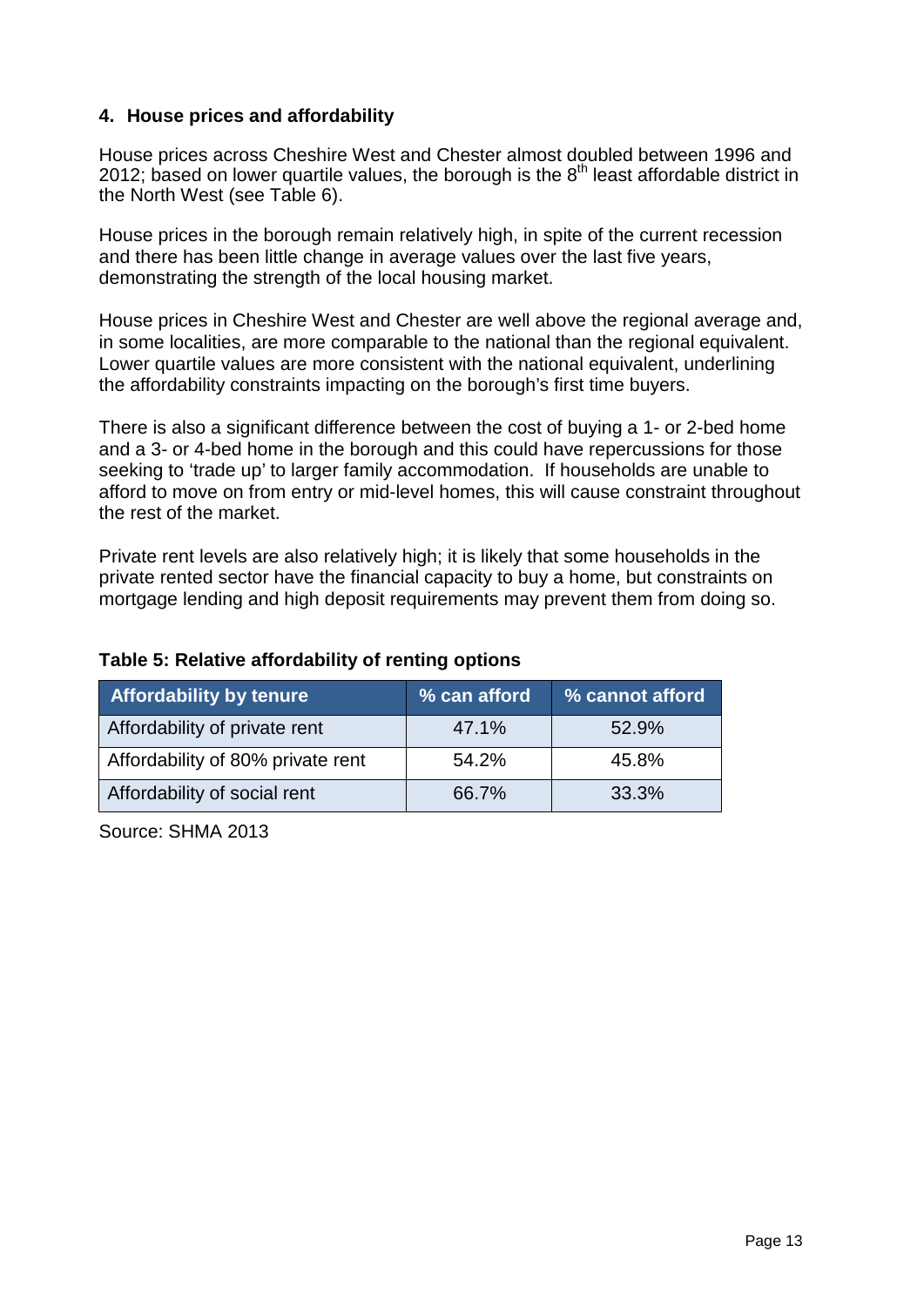## 4. House prices and affordability

House prices across Cheshire West and Chester almost doubled between 1996 and 2012; based on lower quartile values, the borough is the 8th least affordable district in the North West (see Table 6).

House prices in the borough remain relatively high, in spite of the current recession and there has been little change in average values over the last five years, demonstrating the strength of the local housing market.

House prices in Cheshire West and Chester are well above the regional average and, in some localities, are more comparable to the national than the regional equivalent. Lower quartile values are more consistent with the national equivalent, underlining the affordability constraints impacting on the borough's first time buyers.

There is also a significant difference between the cost of buying a 1- or 2-bed home and a 3- or 4-bed home in the borough and this could have repercussions for those seeking to 'trade up' to larger family accommodation. If households are unable to afford to move on from entry or mid-level homes, this will cause constraint throughout the rest of the market.

Private rent levels are also relatively high; it is likely that some households in the private rented sector have the financial capacity to buy a home, but constraints on mortgage lending and high deposit requirements may prevent them from doing so.

**Table 5: Relative affordability of renting options**

| Affordability by tenure | % can afford | % cannot afford |
|---|---|---|
| Affordability of private rent | 47.1% | 52.9% |
| Affordability of 80% private rent | 54.2% | 45.8% |
| Affordability of social rent | 66.7% | 33.3% |

Source: SHMA 2013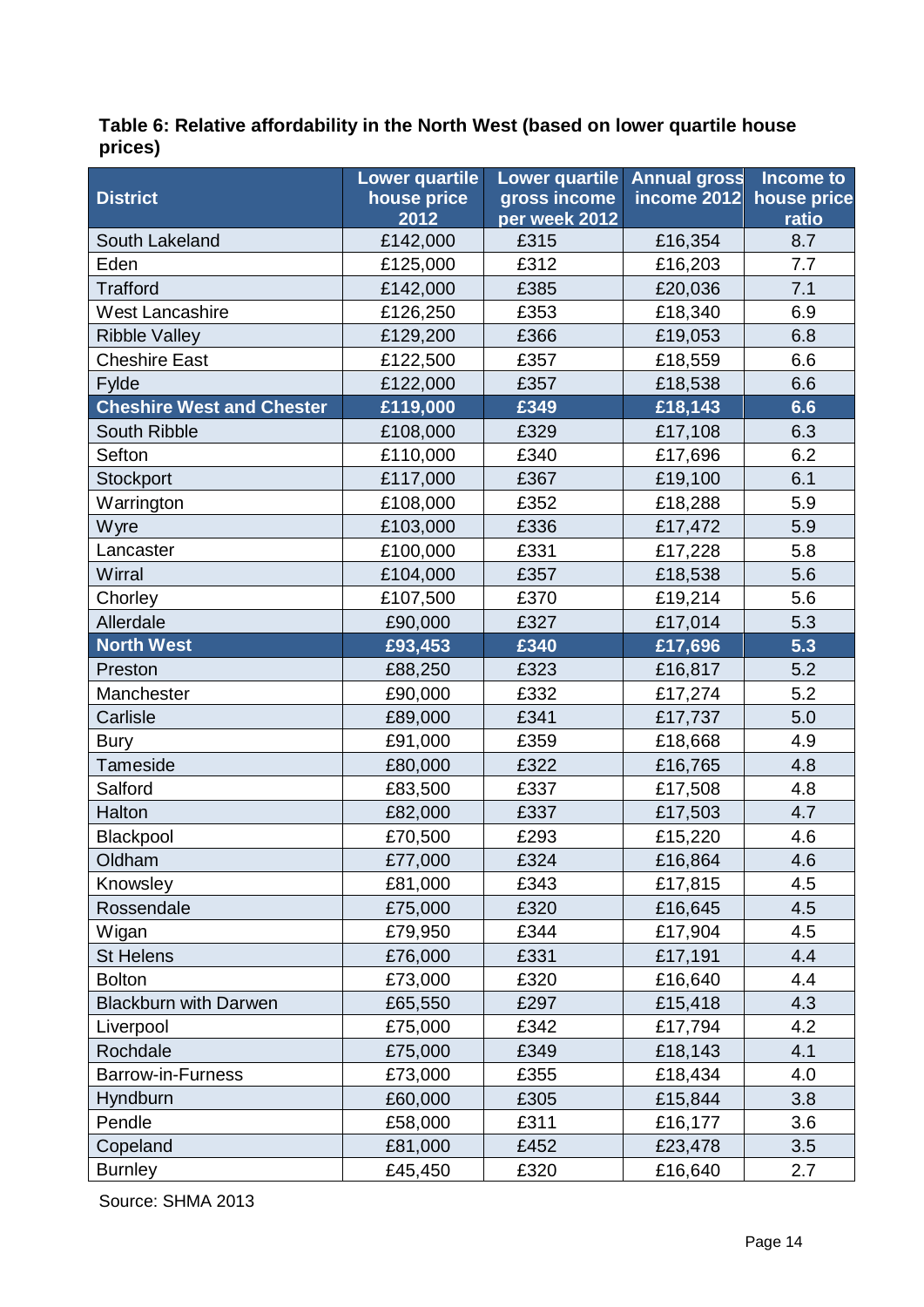**Table 6: Relative affordability in the North West (based on lower quartile house prices)**

| District | Lower quartile house price 2012 | Lower quartile gross income per week 2012 | Annual gross income 2012 | Income to house price ratio |
|---|---|---|---|---|
| South Lakeland | £142,000 | £315 | £16,354 | 8.7 |
| Eden | £125,000 | £312 | £16,203 | 7.7 |
| Trafford | £142,000 | £385 | £20,036 | 7.1 |
| West Lancashire | £126,250 | £353 | £18,340 | 6.9 |
| Ribble Valley | £129,200 | £366 | £19,053 | 6.8 |
| Cheshire East | £122,500 | £357 | £18,559 | 6.6 |
| Fylde | £122,000 | £357 | £18,538 | 6.6 |
| **Cheshire West and Chester** | **£119,000** | **£349** | **£18,143** | **6.6** |
| South Ribble | £108,000 | £329 | £17,108 | 6.3 |
| Sefton | £110,000 | £340 | £17,696 | 6.2 |
| Stockport | £117,000 | £367 | £19,100 | 6.1 |
| Warrington | £108,000 | £352 | £18,288 | 5.9 |
| Wyre | £103,000 | £336 | £17,472 | 5.9 |
| Lancaster | £100,000 | £331 | £17,228 | 5.8 |
| Wirral | £104,000 | £357 | £18,538 | 5.6 |
| Chorley | £107,500 | £370 | £19,214 | 5.6 |
| Allerdale | £90,000 | £327 | £17,014 | 5.3 |
| **North West** | **£93,453** | **£340** | **£17,696** | **5.3** |
| Preston | £88,250 | £323 | £16,817 | 5.2 |
| Manchester | £90,000 | £332 | £17,274 | 5.2 |
| Carlisle | £89,000 | £341 | £17,737 | 5.0 |
| Bury | £91,000 | £359 | £18,668 | 4.9 |
| Tameside | £80,000 | £322 | £16,765 | 4.8 |
| Salford | £83,500 | £337 | £17,508 | 4.8 |
| Halton | £82,000 | £337 | £17,503 | 4.7 |
| Blackpool | £70,500 | £293 | £15,220 | 4.6 |
| Oldham | £77,000 | £324 | £16,864 | 4.6 |
| Knowsley | £81,000 | £343 | £17,815 | 4.5 |
| Rossendale | £75,000 | £320 | £16,645 | 4.5 |
| Wigan | £79,950 | £344 | £17,904 | 4.5 |
| St Helens | £76,000 | £331 | £17,191 | 4.4 |
| Bolton | £73,000 | £320 | £16,640 | 4.4 |
| Blackburn with Darwen | £65,550 | £297 | £15,418 | 4.3 |
| Liverpool | £75,000 | £342 | £17,794 | 4.2 |
| Rochdale | £75,000 | £349 | £18,143 | 4.1 |
| Barrow-in-Furness | £73,000 | £355 | £18,434 | 4.0 |
| Hyndburn | £60,000 | £305 | £15,844 | 3.8 |
| Pendle | £58,000 | £311 | £16,177 | 3.6 |
| Copeland | £81,000 | £452 | £23,478 | 3.5 |
| Burnley | £45,450 | £320 | £16,640 | 2.7 |

Source: SHMA 2013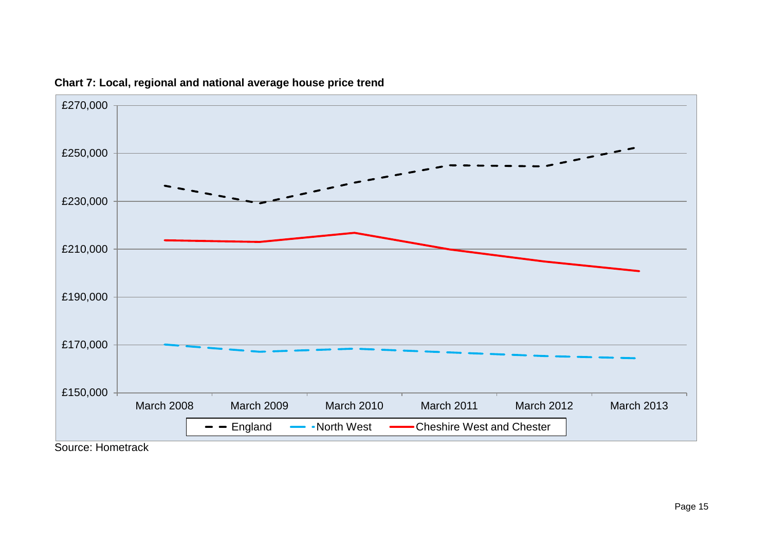**Chart 7: Local, regional and national average house price trend**

Source: Hometrack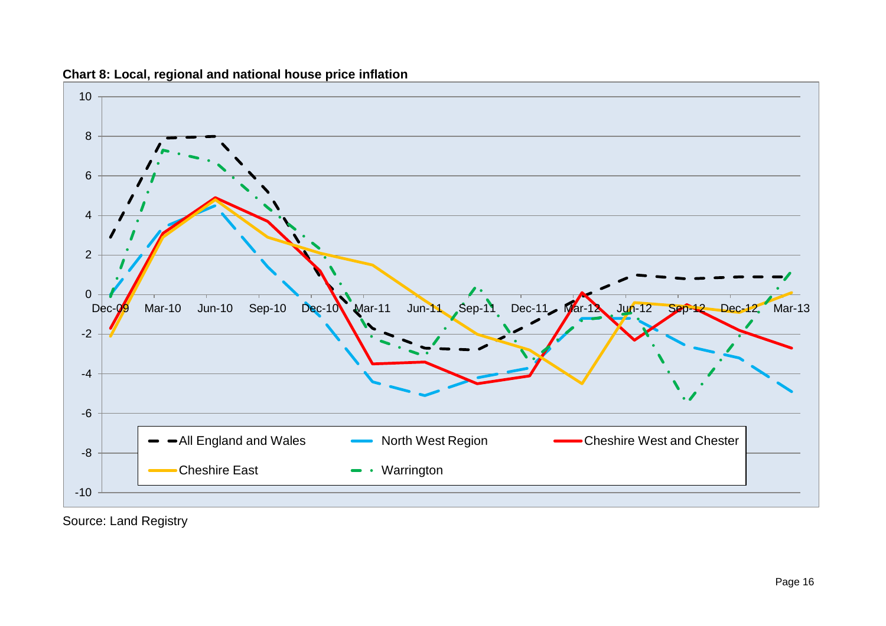**Chart 8: Local, regional and national house price inflation**

Source: Land Registry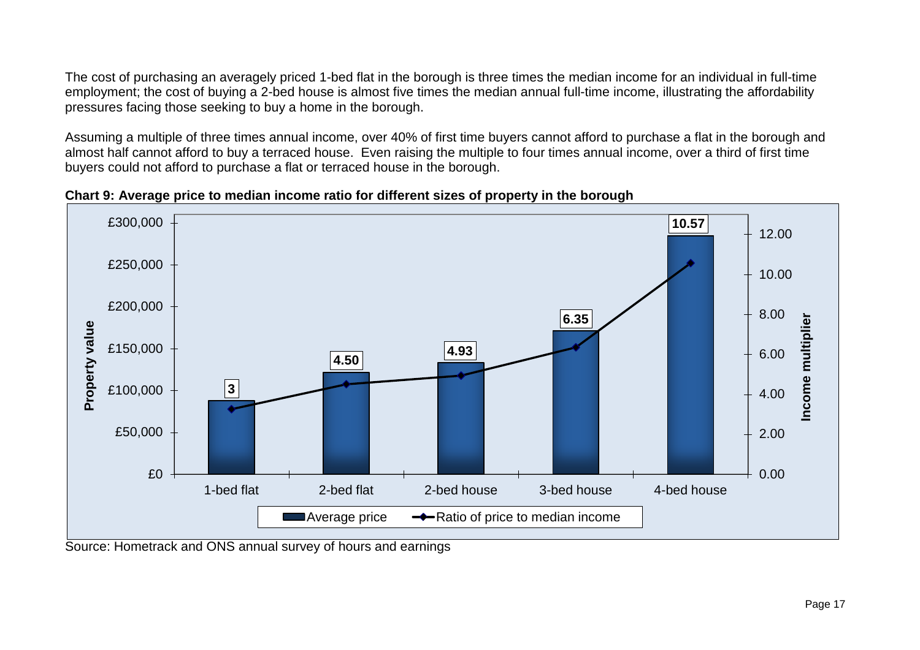The cost of purchasing an averagely priced 1-bed flat in the borough is three times the median income for an individual in full-time employment; the cost of buying a 2-bed house is almost five times the median annual full-time income, illustrating the affordability pressures facing those seeking to buy a home in the borough.

Assuming a multiple of three times annual income, over 40% of first time buyers cannot afford to purchase a flat in the borough and almost half cannot afford to buy a terraced house. Even raising the multiple to four times annual income, over a third of first time buyers could not afford to purchase a flat or terraced house in the borough.

**Chart 9: Average price to median income ratio for different sizes of property in the borough**

| Property type | Ratio of price to median income |
|---|---|
| 1-bed flat | 3 |
| 2-bed flat | 4.50 |
| 2-bed house | 4.93 |
| 3-bed house | 6.35 |
| 4-bed house | 10.57 |

Source: Hometrack and ONS annual survey of hours and earnings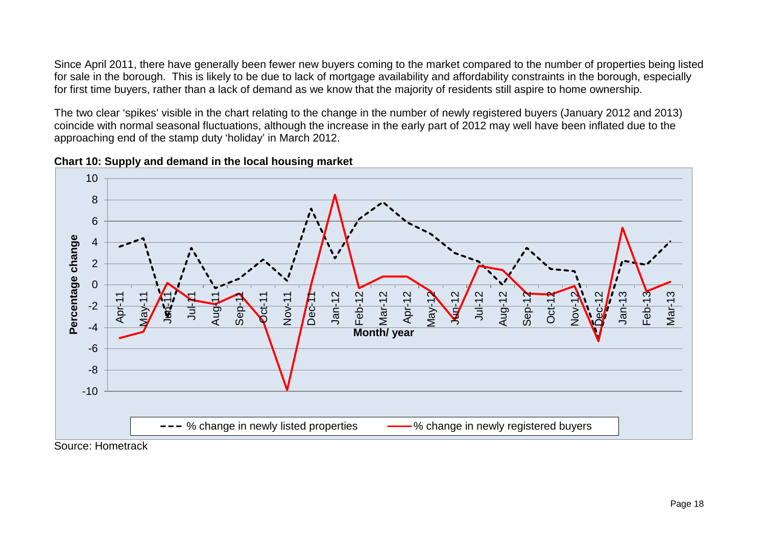Since April 2011, there have generally been fewer new buyers coming to the market compared to the number of properties being listed for sale in the borough. This is likely to be due to lack of mortgage availability and affordability constraints in the borough, especially for first time buyers, rather than a lack of demand as we know that the majority of residents still aspire to home ownership.

The two clear 'spikes' visible in the chart relating to the change in the number of newly registered buyers (January 2012 and 2013) coincide with normal seasonal fluctuations, although the increase in the early part of 2012 may well have been inflated due to the approaching end of the stamp duty 'holiday' in March 2012.

**Chart 10: Supply and demand in the local housing market**

Source: Hometrack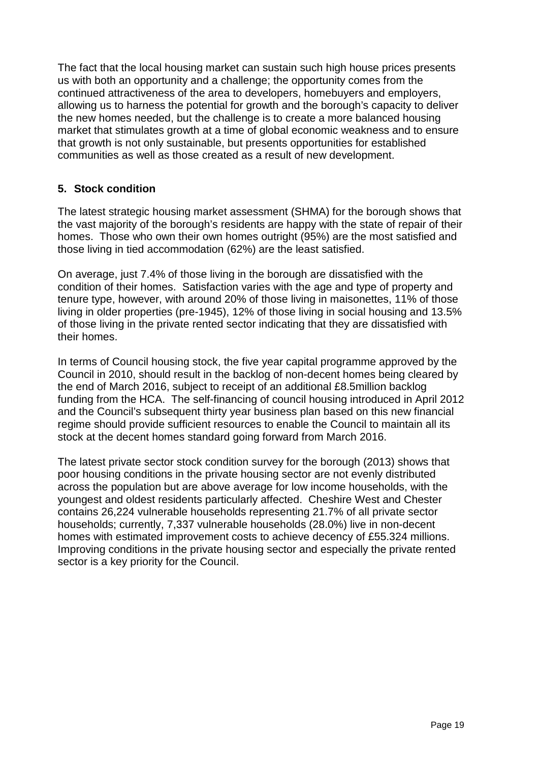The fact that the local housing market can sustain such high house prices presents us with both an opportunity and a challenge; the opportunity comes from the continued attractiveness of the area to developers, homebuyers and employers, allowing us to harness the potential for growth and the borough's capacity to deliver the new homes needed, but the challenge is to create a more balanced housing market that stimulates growth at a time of global economic weakness and to ensure that growth is not only sustainable, but presents opportunities for established communities as well as those created as a result of new development.

## 5. Stock condition

The latest strategic housing market assessment (SHMA) for the borough shows that the vast majority of the borough's residents are happy with the state of repair of their homes. Those who own their own homes outright (95%) are the most satisfied and those living in tied accommodation (62%) are the least satisfied.

On average, just 7.4% of those living in the borough are dissatisfied with the condition of their homes. Satisfaction varies with the age and type of property and tenure type, however, with around 20% of those living in maisonettes, 11% of those living in older properties (pre-1945), 12% of those living in social housing and 13.5% of those living in the private rented sector indicating that they are dissatisfied with their homes.

In terms of Council housing stock, the five year capital programme approved by the Council in 2010, should result in the backlog of non-decent homes being cleared by the end of March 2016, subject to receipt of an additional £8.5million backlog funding from the HCA. The self-financing of council housing introduced in April 2012 and the Council's subsequent thirty year business plan based on this new financial regime should provide sufficient resources to enable the Council to maintain all its stock at the decent homes standard going forward from March 2016.

The latest private sector stock condition survey for the borough (2013) shows that poor housing conditions in the private housing sector are not evenly distributed across the population but are above average for low income households, with the youngest and oldest residents particularly affected. Cheshire West and Chester contains 26,224 vulnerable households representing 21.7% of all private sector households; currently, 7,337 vulnerable households (28.0%) live in non-decent homes with estimated improvement costs to achieve decency of £55.324 millions. Improving conditions in the private housing sector and especially the private rented sector is a key priority for the Council.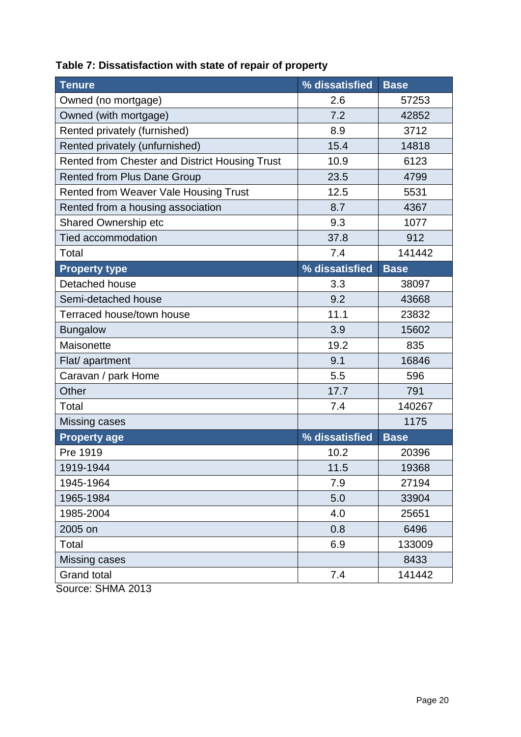**Table 7: Dissatisfaction with state of repair of property**

| Tenure | % dissatisfied | Base |
|---|---|---|
| Owned (no mortgage) | 2.6 | 57253 |
| Owned (with mortgage) | 7.2 | 42852 |
| Rented privately (furnished) | 8.9 | 3712 |
| Rented privately (unfurnished) | 15.4 | 14818 |
| Rented from Chester and District Housing Trust | 10.9 | 6123 |
| Rented from Plus Dane Group | 23.5 | 4799 |
| Rented from Weaver Vale Housing Trust | 12.5 | 5531 |
| Rented from a housing association | 8.7 | 4367 |
| Shared Ownership etc | 9.3 | 1077 |
| Tied accommodation | 37.8 | 912 |
| Total | 7.4 | 141442 |
| **Property type** | **% dissatisfied** | **Base** |
| Detached house | 3.3 | 38097 |
| Semi-detached house | 9.2 | 43668 |
| Terraced house/town house | 11.1 | 23832 |
| Bungalow | 3.9 | 15602 |
| Maisonette | 19.2 | 835 |
| Flat/ apartment | 9.1 | 16846 |
| Caravan / park Home | 5.5 | 596 |
| Other | 17.7 | 791 |
| Total | 7.4 | 140267 |
| Missing cases | | 1175 |
| **Property age** | **% dissatisfied** | **Base** |
| Pre 1919 | 10.2 | 20396 |
| 1919-1944 | 11.5 | 19368 |
| 1945-1964 | 7.9 | 27194 |
| 1965-1984 | 5.0 | 33904 |
| 1985-2004 | 4.0 | 25651 |
| 2005 on | 0.8 | 6496 |
| Total | 6.9 | 133009 |
| Missing cases | | 8433 |
| Grand total | 7.4 | 141442 |

Source: SHMA 2013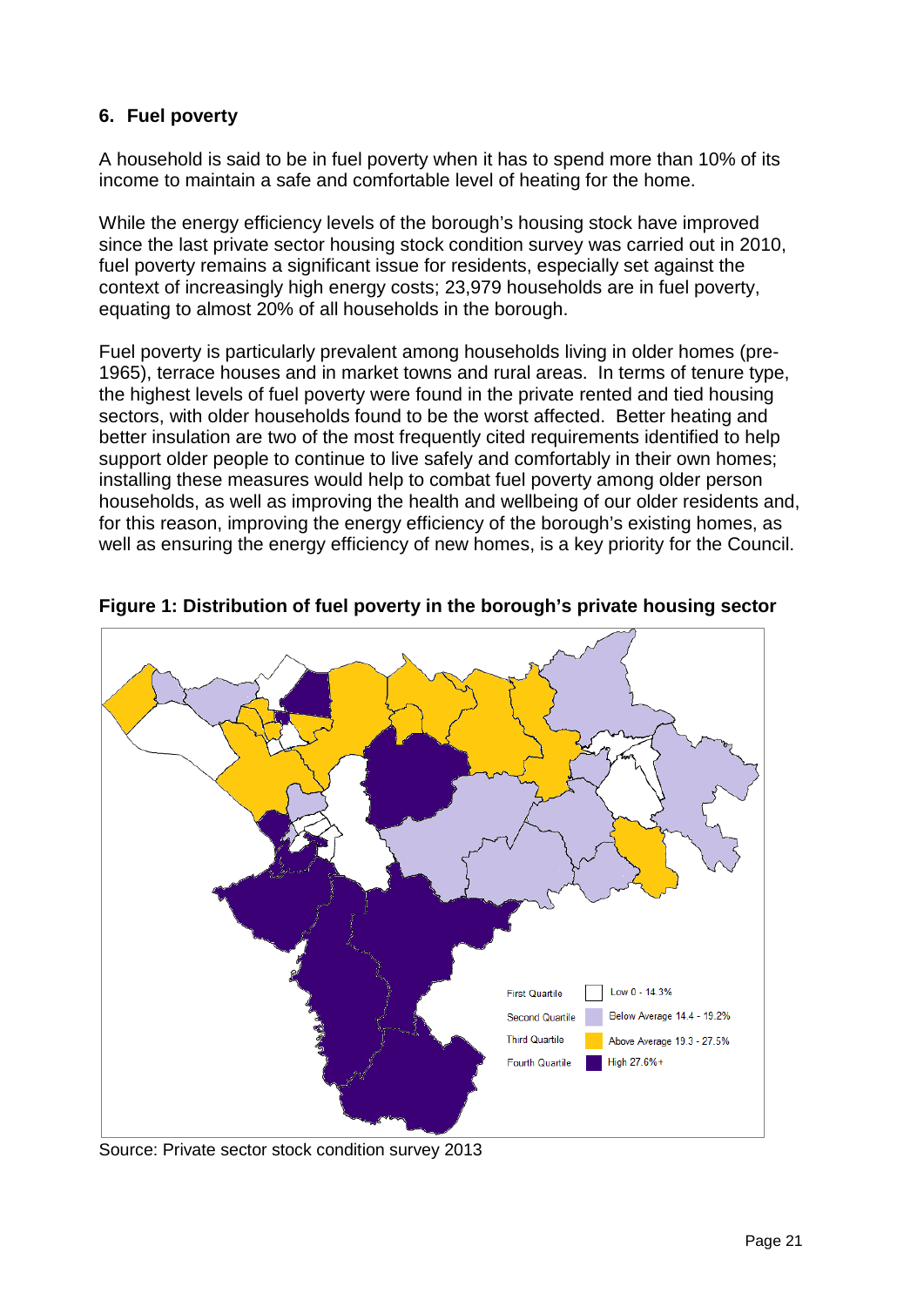## 6. Fuel poverty

A household is said to be in fuel poverty when it has to spend more than 10% of its income to maintain a safe and comfortable level of heating for the home.

While the energy efficiency levels of the borough's housing stock have improved since the last private sector housing stock condition survey was carried out in 2010, fuel poverty remains a significant issue for residents, especially set against the context of increasingly high energy costs; 23,979 households are in fuel poverty, equating to almost 20% of all households in the borough.

Fuel poverty is particularly prevalent among households living in older homes (pre-1965), terrace houses and in market towns and rural areas. In terms of tenure type, the highest levels of fuel poverty were found in the private rented and tied housing sectors, with older households found to be the worst affected. Better heating and better insulation are two of the most frequently cited requirements identified to help support older people to continue to live safely and comfortably in their own homes; installing these measures would help to combat fuel poverty among older person households, as well as improving the health and wellbeing of our older residents and, for this reason, improving the energy efficiency of the borough's existing homes, as well as ensuring the energy efficiency of new homes, is a key priority for the Council.

**Figure 1: Distribution of fuel poverty in the borough's private housing sector**

| | |
|---|---|
| First Quartile | Low 0 - 14.3% |
| Second Quartile | Below Average 14.4 - 19.2% |
| Third Quartile | Above Average 19.3 - 27.5% |
| Fourth Quartile | High 27.6%+ |

Source: Private sector stock condition survey 2013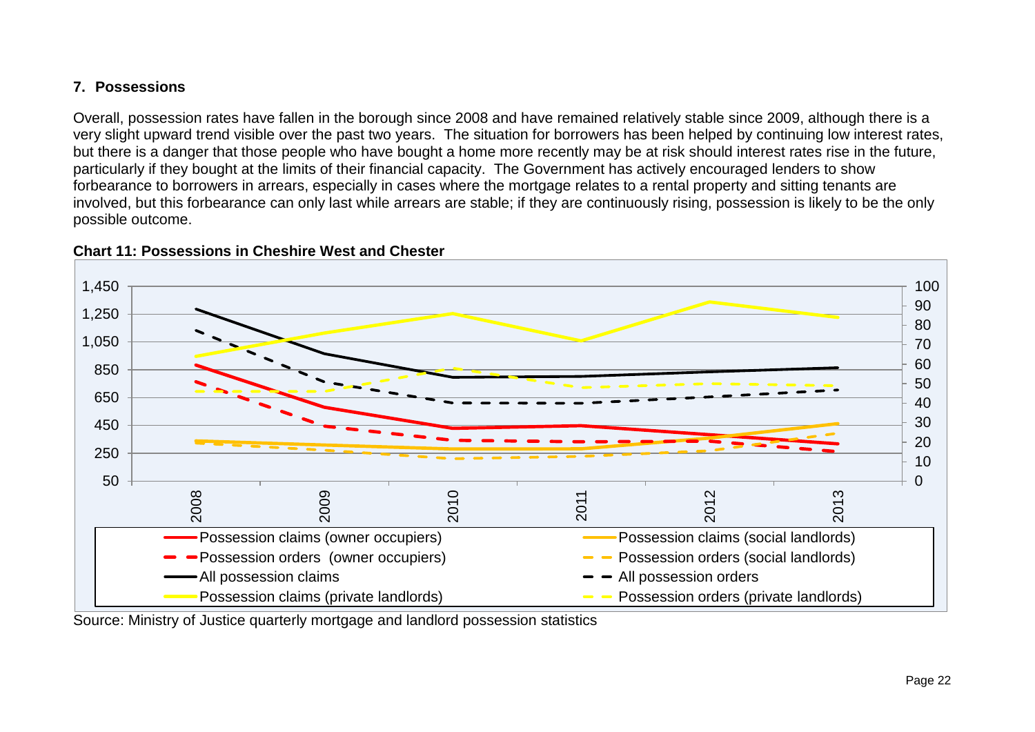## 7. Possessions

Overall, possession rates have fallen in the borough since 2008 and have remained relatively stable since 2009, although there is a very slight upward trend visible over the past two years. The situation for borrowers has been helped by continuing low interest rates, but there is a danger that those people who have bought a home more recently may be at risk should interest rates rise in the future, particularly if they bought at the limits of their financial capacity. The Government has actively encouraged lenders to show forbearance to borrowers in arrears, especially in cases where the mortgage relates to a rental property and sitting tenants are involved, but this forbearance can only last while arrears are stable; if they are continuously rising, possession is likely to be the only possible outcome.

**Chart 11: Possessions in Cheshire West and Chester**

Source: Ministry of Justice quarterly mortgage and landlord possession statistics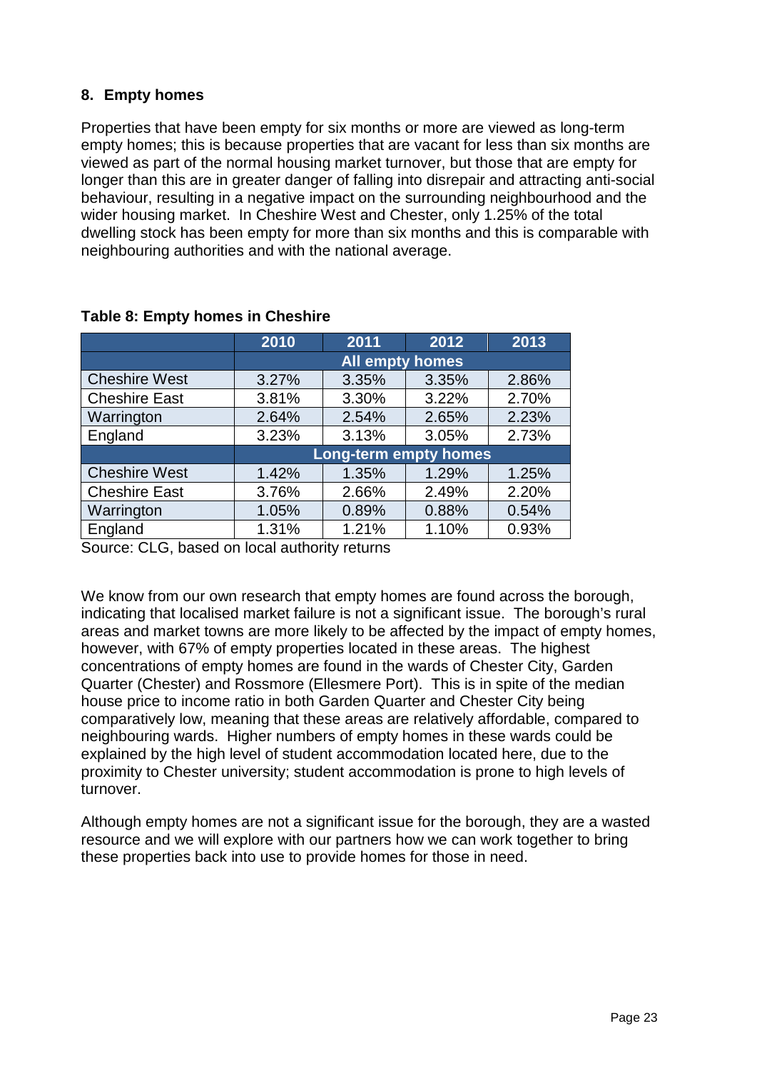## 8. Empty homes

Properties that have been empty for six months or more are viewed as long-term empty homes; this is because properties that are vacant for less than six months are viewed as part of the normal housing market turnover, but those that are empty for longer than this are in greater danger of falling into disrepair and attracting anti-social behaviour, resulting in a negative impact on the surrounding neighbourhood and the wider housing market. In Cheshire West and Chester, only 1.25% of the total dwelling stock has been empty for more than six months and this is comparable with neighbouring authorities and with the national average.

**Table 8: Empty homes in Cheshire**

| | 2010 | 2011 | 2012 | 2013 |
|---|---|---|---|---|
| | **All empty homes** | | | |
| Cheshire West | 3.27% | 3.35% | 3.35% | 2.86% |
| Cheshire East | 3.81% | 3.30% | 3.22% | 2.70% |
| Warrington | 2.64% | 2.54% | 2.65% | 2.23% |
| England | 3.23% | 3.13% | 3.05% | 2.73% |
| | **Long-term empty homes** | | | |
| Cheshire West | 1.42% | 1.35% | 1.29% | 1.25% |
| Cheshire East | 3.76% | 2.66% | 2.49% | 2.20% |
| Warrington | 1.05% | 0.89% | 0.88% | 0.54% |
| England | 1.31% | 1.21% | 1.10% | 0.93% |

Source: CLG, based on local authority returns

We know from our own research that empty homes are found across the borough, indicating that localised market failure is not a significant issue. The borough's rural areas and market towns are more likely to be affected by the impact of empty homes, however, with 67% of empty properties located in these areas. The highest concentrations of empty homes are found in the wards of Chester City, Garden Quarter (Chester) and Rossmore (Ellesmere Port). This is in spite of the median house price to income ratio in both Garden Quarter and Chester City being comparatively low, meaning that these areas are relatively affordable, compared to neighbouring wards. Higher numbers of empty homes in these wards could be explained by the high level of student accommodation located here, due to the proximity to Chester university; student accommodation is prone to high levels of turnover.

Although empty homes are not a significant issue for the borough, they are a wasted resource and we will explore with our partners how we can work together to bring these properties back into use to provide homes for those in need.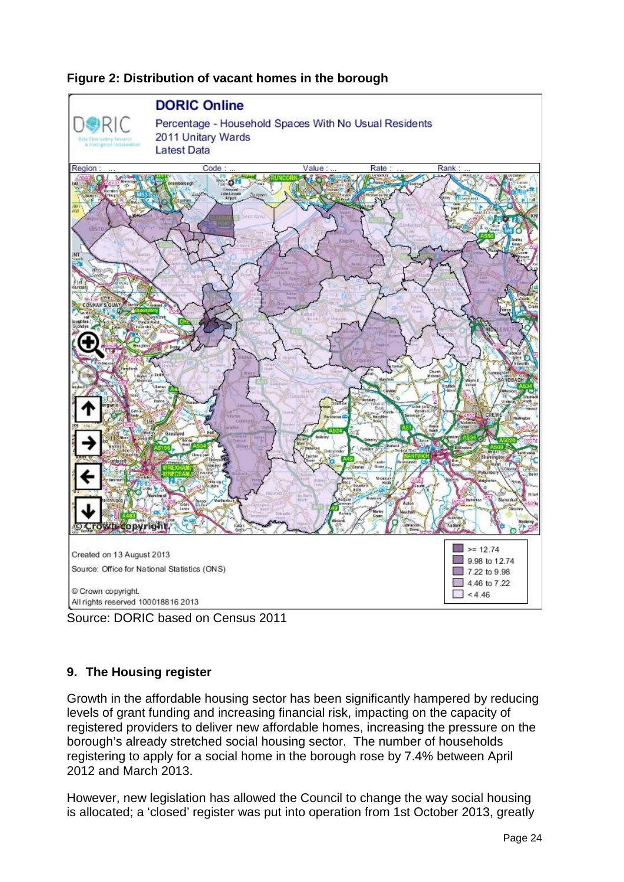**Figure 2: Distribution of vacant homes in the borough**

Source: DORIC based on Census 2011

## 9. The Housing register

Growth in the affordable housing sector has been significantly hampered by reducing levels of grant funding and increasing financial risk, impacting on the capacity of registered providers to deliver new affordable homes, increasing the pressure on the borough's already stretched social housing sector. The number of households registering to apply for a social home in the borough rose by 7.4% between April 2012 and March 2013.

However, new legislation has allowed the Council to change the way social housing is allocated; a 'closed' register was put into operation from 1st October 2013, greatly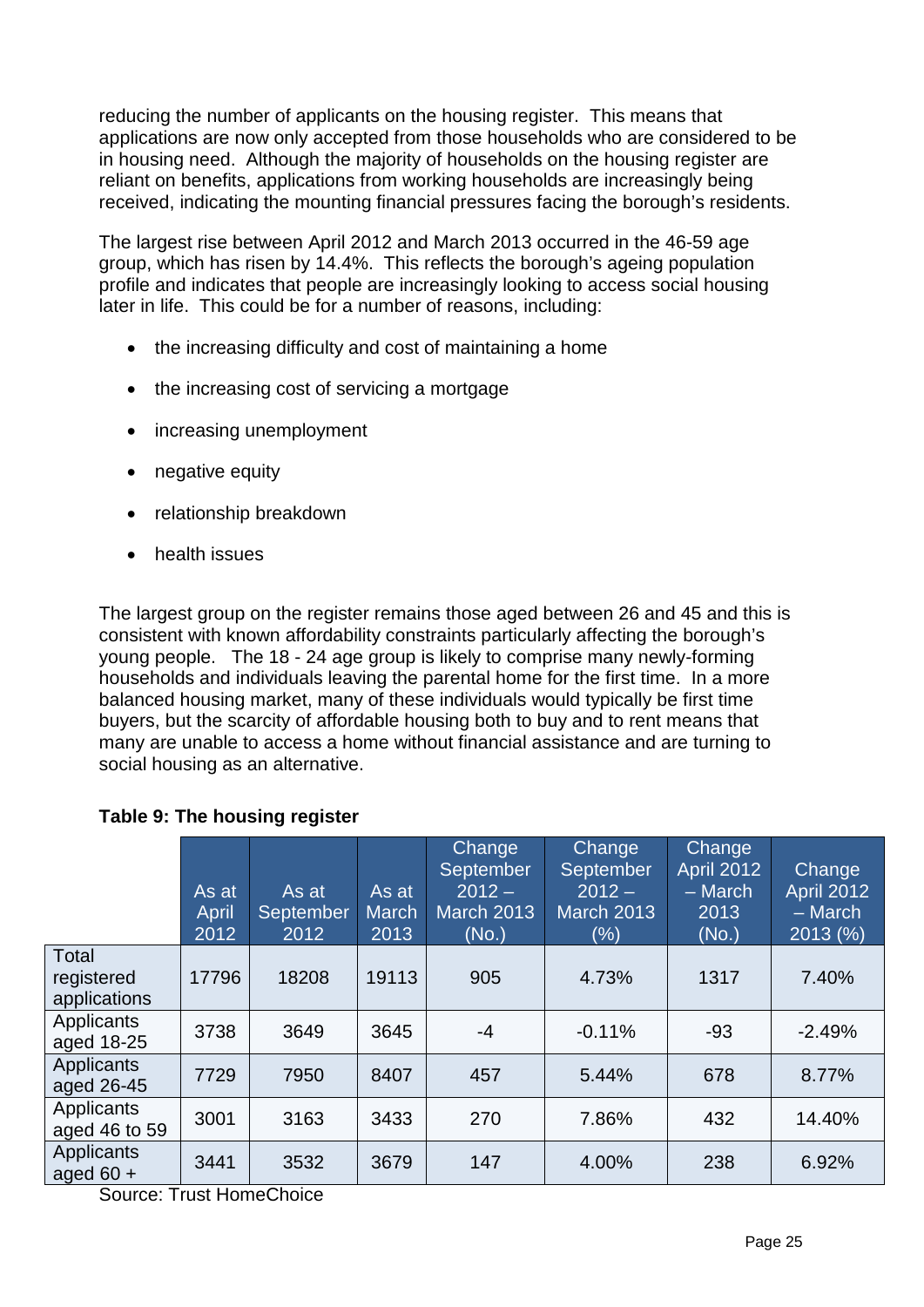reducing the number of applicants on the housing register. This means that applications are now only accepted from those households who are considered to be in housing need. Although the majority of households on the housing register are reliant on benefits, applications from working households are increasingly being received, indicating the mounting financial pressures facing the borough's residents.

The largest rise between April 2012 and March 2013 occurred in the 46-59 age group, which has risen by 14.4%. This reflects the borough's ageing population profile and indicates that people are increasingly looking to access social housing later in life. This could be for a number of reasons, including:

- the increasing difficulty and cost of maintaining a home
- the increasing cost of servicing a mortgage
- increasing unemployment
- negative equity
- relationship breakdown
- health issues

The largest group on the register remains those aged between 26 and 45 and this is consistent with known affordability constraints particularly affecting the borough's young people. The 18 - 24 age group is likely to comprise many newly-forming households and individuals leaving the parental home for the first time. In a more balanced housing market, many of these individuals would typically be first time buyers, but the scarcity of affordable housing both to buy and to rent means that many are unable to access a home without financial assistance and are turning to social housing as an alternative.

**Table 9: The housing register**

| | As at April 2012 | As at September 2012 | As at March 2013 | Change September 2012 – March 2013 (No.) | Change September 2012 – March 2013 (%) | Change April 2012 – March 2013 (No.) | Change April 2012 – March 2013 (%) |
|---|---|---|---|---|---|---|---|
| Total registered applications | 17796 | 18208 | 19113 | 905 | 4.73% | 1317 | 7.40% |
| Applicants aged 18-25 | 3738 | 3649 | 3645 | -4 | -0.11% | -93 | -2.49% |
| Applicants aged 26-45 | 7729 | 7950 | 8407 | 457 | 5.44% | 678 | 8.77% |
| Applicants aged 46 to 59 | 3001 | 3163 | 3433 | 270 | 7.86% | 432 | 14.40% |
| Applicants aged 60 + | 3441 | 3532 | 3679 | 147 | 4.00% | 238 | 6.92% |

Source: Trust HomeChoice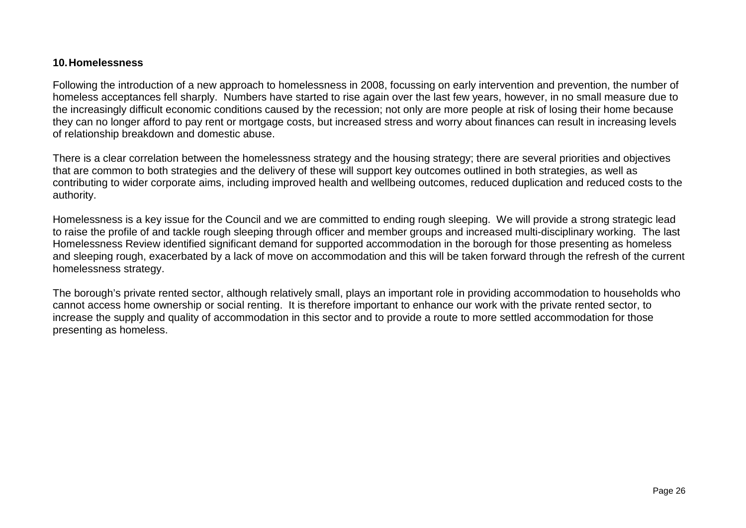## 10. Homelessness

Following the introduction of a new approach to homelessness in 2008, focussing on early intervention and prevention, the number of homeless acceptances fell sharply. Numbers have started to rise again over the last few years, however, in no small measure due to the increasingly difficult economic conditions caused by the recession; not only are more people at risk of losing their home because they can no longer afford to pay rent or mortgage costs, but increased stress and worry about finances can result in increasing levels of relationship breakdown and domestic abuse.

There is a clear correlation between the homelessness strategy and the housing strategy; there are several priorities and objectives that are common to both strategies and the delivery of these will support key outcomes outlined in both strategies, as well as contributing to wider corporate aims, including improved health and wellbeing outcomes, reduced duplication and reduced costs to the authority.

Homelessness is a key issue for the Council and we are committed to ending rough sleeping. We will provide a strong strategic lead to raise the profile of and tackle rough sleeping through officer and member groups and increased multi-disciplinary working. The last Homelessness Review identified significant demand for supported accommodation in the borough for those presenting as homeless and sleeping rough, exacerbated by a lack of move on accommodation and this will be taken forward through the refresh of the current homelessness strategy.

The borough's private rented sector, although relatively small, plays an important role in providing accommodation to households who cannot access home ownership or social renting. It is therefore important to enhance our work with the private rented sector, to increase the supply and quality of accommodation in this sector and to provide a route to more settled accommodation for those presenting as homeless.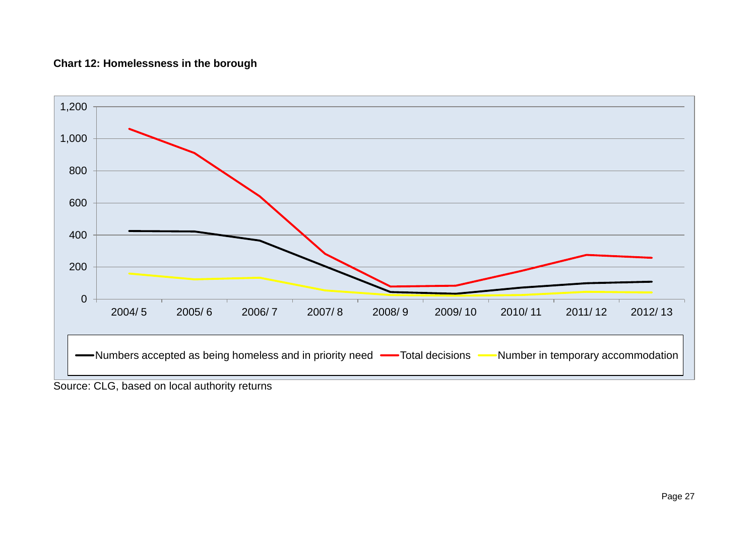**Chart 12: Homelessness in the borough**

Source: CLG, based on local authority returns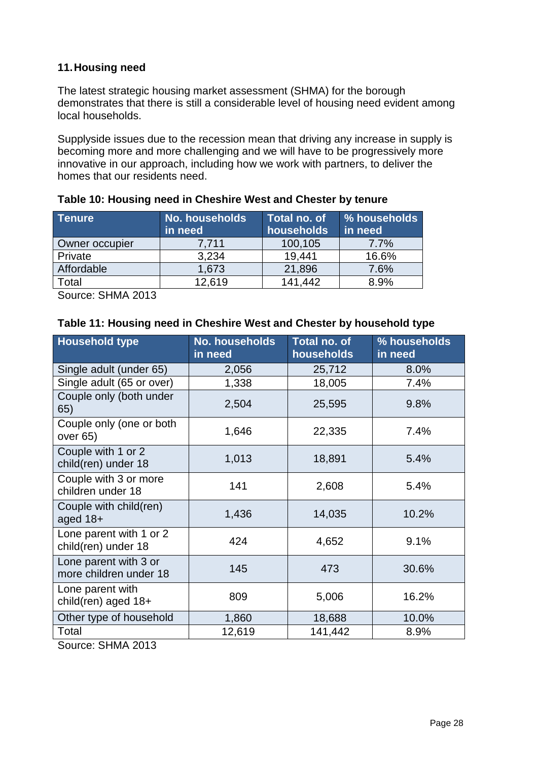## 11. Housing need

The latest strategic housing market assessment (SHMA) for the borough demonstrates that there is still a considerable level of housing need evident among local households.

Supplyside issues due to the recession mean that driving any increase in supply is becoming more and more challenging and we will have to be progressively more innovative in our approach, including how we work with partners, to deliver the homes that our residents need.

**Table 10: Housing need in Cheshire West and Chester by tenure**

| Tenure | No. households in need | Total no. of households | % households in need |
|---|---|---|---|
| Owner occupier | 7,711 | 100,105 | 7.7% |
| Private | 3,234 | 19,441 | 16.6% |
| Affordable | 1,673 | 21,896 | 7.6% |
| Total | 12,619 | 141,442 | 8.9% |

Source: SHMA 2013

**Table 11: Housing need in Cheshire West and Chester by household type**

| Household type | No. households in need | Total no. of households | % households in need |
|---|---|---|---|
| Single adult (under 65) | 2,056 | 25,712 | 8.0% |
| Single adult (65 or over) | 1,338 | 18,005 | 7.4% |
| Couple only (both under 65) | 2,504 | 25,595 | 9.8% |
| Couple only (one or both over 65) | 1,646 | 22,335 | 7.4% |
| Couple with 1 or 2 child(ren) under 18 | 1,013 | 18,891 | 5.4% |
| Couple with 3 or more children under 18 | 141 | 2,608 | 5.4% |
| Couple with child(ren) aged 18+ | 1,436 | 14,035 | 10.2% |
| Lone parent with 1 or 2 child(ren) under 18 | 424 | 4,652 | 9.1% |
| Lone parent with 3 or more children under 18 | 145 | 473 | 30.6% |
| Lone parent with child(ren) aged 18+ | 809 | 5,006 | 16.2% |
| Other type of household | 1,860 | 18,688 | 10.0% |
| Total | 12,619 | 141,442 | 8.9% |

Source: SHMA 2013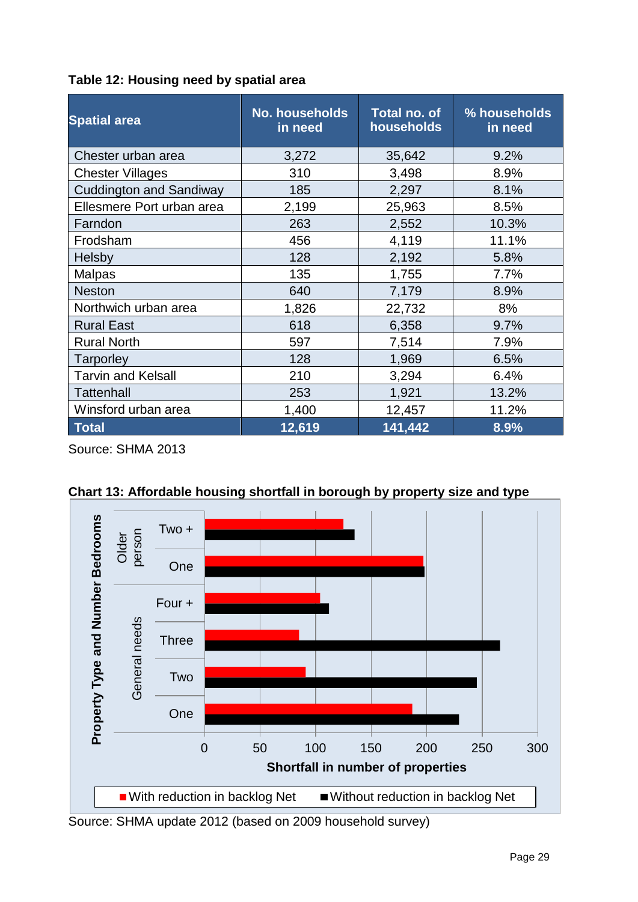**Table 12: Housing need by spatial area**

| Spatial area | No. households in need | Total no. of households | % households in need |
|---|---|---|---|
| Chester urban area | 3,272 | 35,642 | 9.2% |
| Chester Villages | 310 | 3,498 | 8.9% |
| Cuddington and Sandiway | 185 | 2,297 | 8.1% |
| Ellesmere Port urban area | 2,199 | 25,963 | 8.5% |
| Farndon | 263 | 2,552 | 10.3% |
| Frodsham | 456 | 4,119 | 11.1% |
| Helsby | 128 | 2,192 | 5.8% |
| Malpas | 135 | 1,755 | 7.7% |
| Neston | 640 | 7,179 | 8.9% |
| Northwich urban area | 1,826 | 22,732 | 8% |
| Rural East | 618 | 6,358 | 9.7% |
| Rural North | 597 | 7,514 | 7.9% |
| Tarporley | 128 | 1,969 | 6.5% |
| Tarvin and Kelsall | 210 | 3,294 | 6.4% |
| Tattenhall | 253 | 1,921 | 13.2% |
| Winsford urban area | 1,400 | 12,457 | 11.2% |
| **Total** | **12,619** | **141,442** | **8.9%** |

Source: SHMA 2013

**Chart 13: Affordable housing shortfall in borough by property size and type**

Source: SHMA update 2012 (based on 2009 household survey)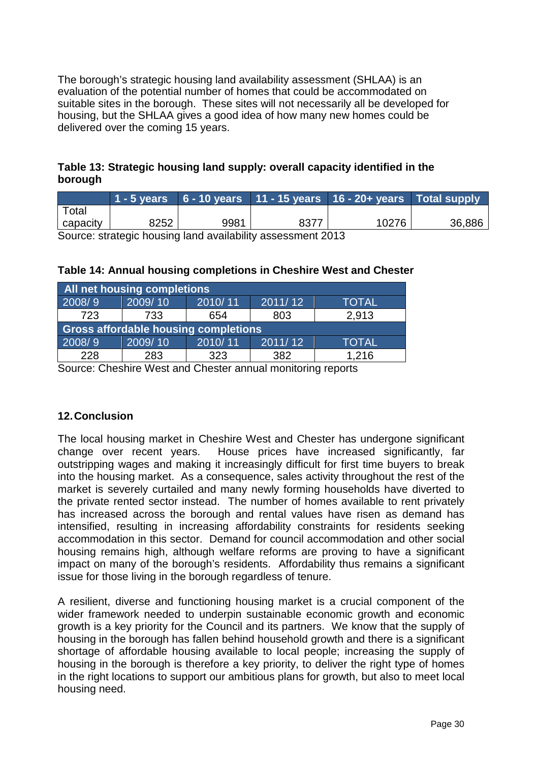The borough's strategic housing land availability assessment (SHLAA) is an evaluation of the potential number of homes that could be accommodated on suitable sites in the borough. These sites will not necessarily all be developed for housing, but the SHLAA gives a good idea of how many new homes could be delivered over the coming 15 years.

**Table 13: Strategic housing land supply: overall capacity identified in the borough**

| | 1 - 5 years | 6 - 10 years | 11 - 15 years | 16 - 20+ years | Total supply |
|---|---|---|---|---|---|
| Total capacity | 8252 | 9981 | 8377 | 10276 | 36,886 |

Source: strategic housing land availability assessment 2013

**Table 14: Annual housing completions in Cheshire West and Chester**

| All net housing completions | | | | |
|---|---|---|---|---|
| 2008/ 9 | 2009/ 10 | 2010/ 11 | 2011/ 12 | TOTAL |
| 723 | 733 | 654 | 803 | 2,913 |
| **Gross affordable housing completions** | | | | |
| 2008/ 9 | 2009/ 10 | 2010/ 11 | 2011/ 12 | TOTAL |
| 228 | 283 | 323 | 382 | 1,216 |

Source: Cheshire West and Chester annual monitoring reports

## 12. Conclusion

The local housing market in Cheshire West and Chester has undergone significant change over recent years. House prices have increased significantly, far outstripping wages and making it increasingly difficult for first time buyers to break into the housing market. As a consequence, sales activity throughout the rest of the market is severely curtailed and many newly forming households have diverted to the private rented sector instead. The number of homes available to rent privately has increased across the borough and rental values have risen as demand has intensified, resulting in increasing affordability constraints for residents seeking accommodation in this sector. Demand for council accommodation and other social housing remains high, although welfare reforms are proving to have a significant impact on many of the borough's residents. Affordability thus remains a significant issue for those living in the borough regardless of tenure.

A resilient, diverse and functioning housing market is a crucial component of the wider framework needed to underpin sustainable economic growth and economic growth is a key priority for the Council and its partners. We know that the supply of housing in the borough has fallen behind household growth and there is a significant shortage of affordable housing available to local people; increasing the supply of housing in the borough is therefore a key priority, to deliver the right type of homes in the right locations to support our ambitious plans for growth, but also to meet local housing need.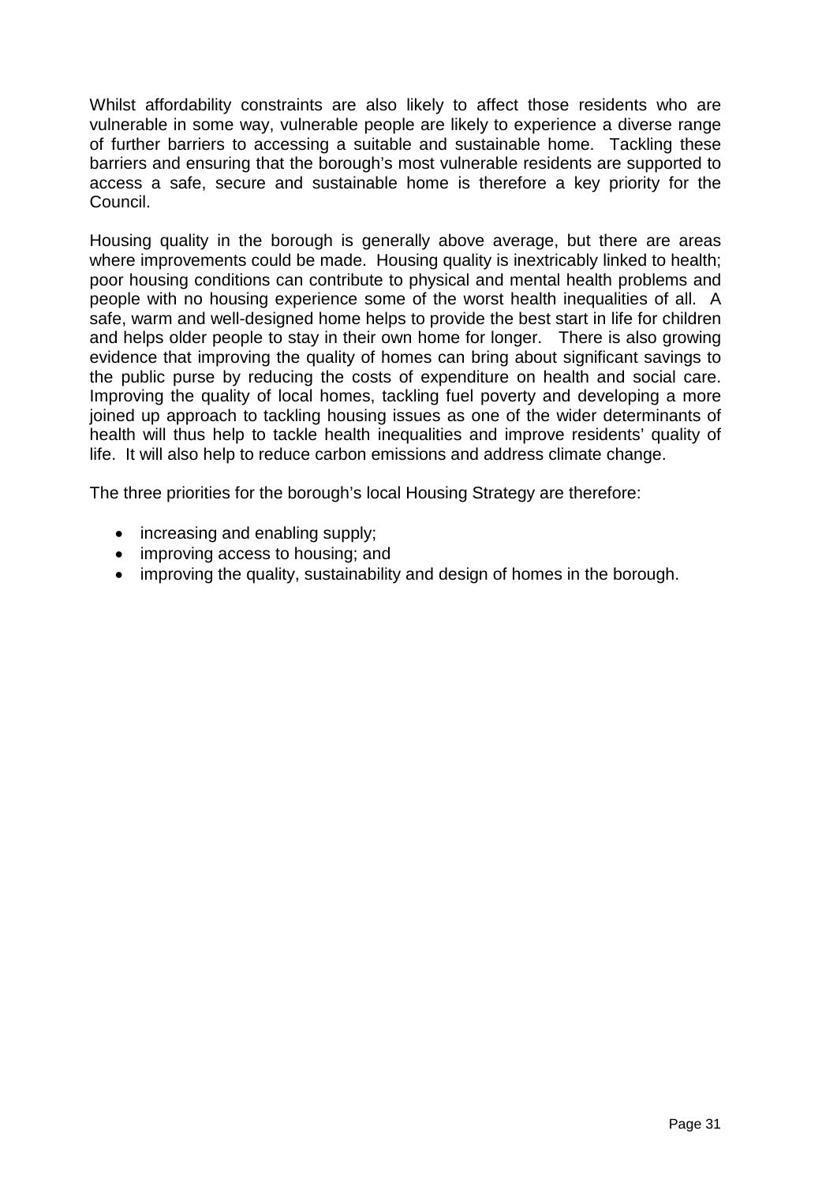Whilst affordability constraints are also likely to affect those residents who are vulnerable in some way, vulnerable people are likely to experience a diverse range of further barriers to accessing a suitable and sustainable home. Tackling these barriers and ensuring that the borough's most vulnerable residents are supported to access a safe, secure and sustainable home is therefore a key priority for the Council.

Housing quality in the borough is generally above average, but there are areas where improvements could be made. Housing quality is inextricably linked to health; poor housing conditions can contribute to physical and mental health problems and people with no housing experience some of the worst health inequalities of all. A safe, warm and well-designed home helps to provide the best start in life for children and helps older people to stay in their own home for longer. There is also growing evidence that improving the quality of homes can bring about significant savings to the public purse by reducing the costs of expenditure on health and social care. Improving the quality of local homes, tackling fuel poverty and developing a more joined up approach to tackling housing issues as one of the wider determinants of health will thus help to tackle health inequalities and improve residents' quality of life. It will also help to reduce carbon emissions and address climate change.

The three priorities for the borough's local Housing Strategy are therefore:

- increasing and enabling supply;
- improving access to housing; and
- improving the quality, sustainability and design of homes in the borough.